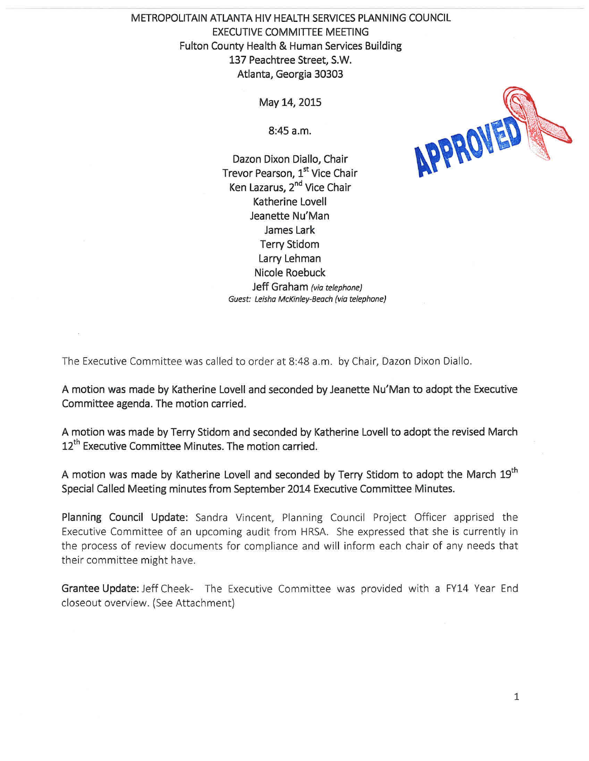# METROPOLITAIN ATLANTA HIV HEALTH SERVICES PLANNING COUNCIL

## EXECUTIVE COMMITTEE MEETING

Fulton County Health & Human Services Building
137 Peachtree Street, S.W.
Atlanta, Georgia 30303

May 14, 2015

8:45 a.m.

APPROVED

Dazon Dixon Diallo, Chair
Trevor Pearson, 1st Vice Chair
Ken Lazarus, 2nd Vice Chair
Katherine Lovell
Jeanette Nu'Man
James Lark
Terry Stidom
Larry Lehman
Nicole Roebuck
Jeff Graham *(via telephone)*
*Guest: Leisha McKinley-Beach (via telephone)*

The Executive Committee was called to order at 8:48 a.m. by Chair, Dazon Dixon Diallo.

A motion was made by Katherine Lovell and seconded by Jeanette Nu'Man to adopt the Executive Committee agenda. The motion carried.

A motion was made by Terry Stidom and seconded by Katherine Lovell to adopt the revised March 12th Executive Committee Minutes. The motion carried.

A motion was made by Katherine Lovell and seconded by Terry Stidom to adopt the March 19th Special Called Meeting minutes from September 2014 Executive Committee Minutes.

**Planning Council Update:** Sandra Vincent, Planning Council Project Officer apprised the Executive Committee of an upcoming audit from HRSA. She expressed that she is currently in the process of review documents for compliance and will inform each chair of any needs that their committee might have.

**Grantee Update:** Jeff Cheek- The Executive Committee was provided with a FY14 Year End closeout overview. (See Attachment)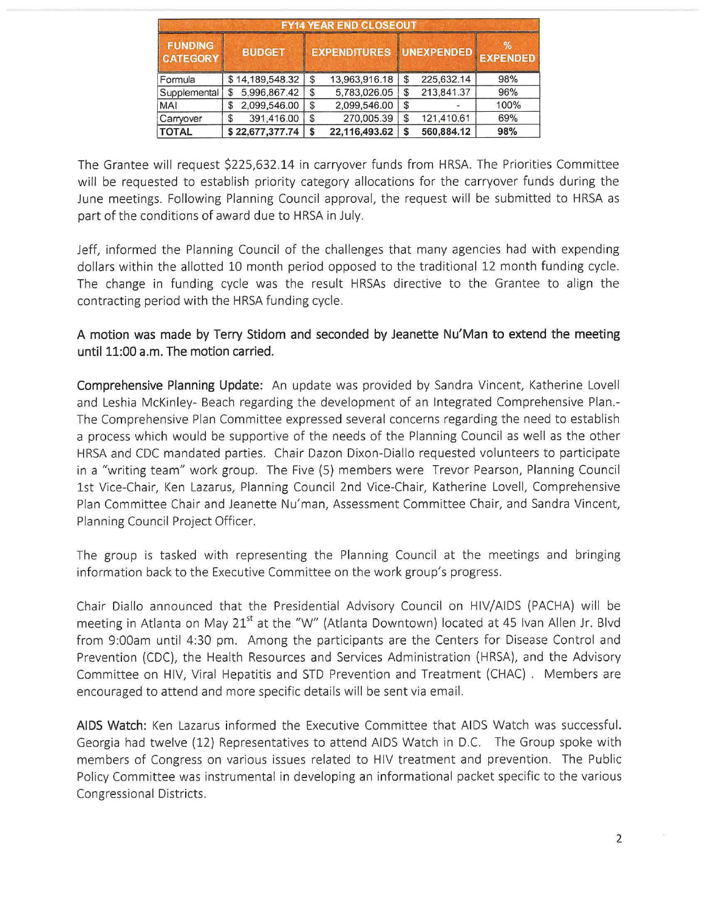| FY14 YEAR END CLOSEOUT | | | | |
|---|---|---|---|---|
| FUNDING CATEGORY | BUDGET | EXPENDITURES | UNEXPENDED | % EXPENDED |
| Formula | $ 14,189,548.32 | $ 13,963,916.18 | $ 225,632.14 | 98% |
| Supplemental | $ 5,996,867.42 | $ 5,783,026.05 | $ 213,841.37 | 96% |
| MAI | $ 2,099,546.00 | $ 2,099,546.00 | $ - | 100% |
| Carryover | $ 391,416.00 | $ 270,005.39 | $ 121,410.61 | 69% |
| **TOTAL** | **$ 22,677,377.74** | **$ 22,116,493.62** | **$ 560,884.12** | **98%** |

The Grantee will request $225,632.14 in carryover funds from HRSA. The Priorities Committee will be requested to establish priority category allocations for the carryover funds during the June meetings. Following Planning Council approval, the request will be submitted to HRSA as part of the conditions of award due to HRSA in July.

Jeff, informed the Planning Council of the challenges that many agencies had with expending dollars within the allotted 10 month period opposed to the traditional 12 month funding cycle. The change in funding cycle was the result HRSAs directive to the Grantee to align the contracting period with the HRSA funding cycle.

**A motion was made by Terry Stidom and seconded by Jeanette Nu'Man to extend the meeting until 11:00 a.m. The motion carried.**

**Comprehensive Planning Update:** An update was provided by Sandra Vincent, Katherine Lovell and Leshia McKinley- Beach regarding the development of an Integrated Comprehensive Plan.- The Comprehensive Plan Committee expressed several concerns regarding the need to establish a process which would be supportive of the needs of the Planning Council as well as the other HRSA and CDC mandated parties. Chair Dazon Dixon-Diallo requested volunteers to participate in a "writing team" work group. The Five (5) members were Trevor Pearson, Planning Council 1st Vice-Chair, Ken Lazarus, Planning Council 2nd Vice-Chair, Katherine Lovell, Comprehensive Plan Committee Chair and Jeanette Nu'man, Assessment Committee Chair, and Sandra Vincent, Planning Council Project Officer.

The group is tasked with representing the Planning Council at the meetings and bringing information back to the Executive Committee on the work group's progress.

Chair Diallo announced that the Presidential Advisory Council on HIV/AIDS (PACHA) will be meeting in Atlanta on May 21st at the "W" (Atlanta Downtown) located at 45 Ivan Allen Jr. Blvd from 9:00am until 4:30 pm. Among the participants are the Centers for Disease Control and Prevention (CDC), the Health Resources and Services Administration (HRSA), and the Advisory Committee on HIV, Viral Hepatitis and STD Prevention and Treatment (CHAC) . Members are encouraged to attend and more specific details will be sent via email.

**AIDS Watch:** Ken Lazarus informed the Executive Committee that AIDS Watch was successful. Georgia had twelve (12) Representatives to attend AIDS Watch in D.C. The Group spoke with members of Congress on various issues related to HIV treatment and prevention. The Public Policy Committee was instrumental in developing an informational packet specific to the various Congressional Districts.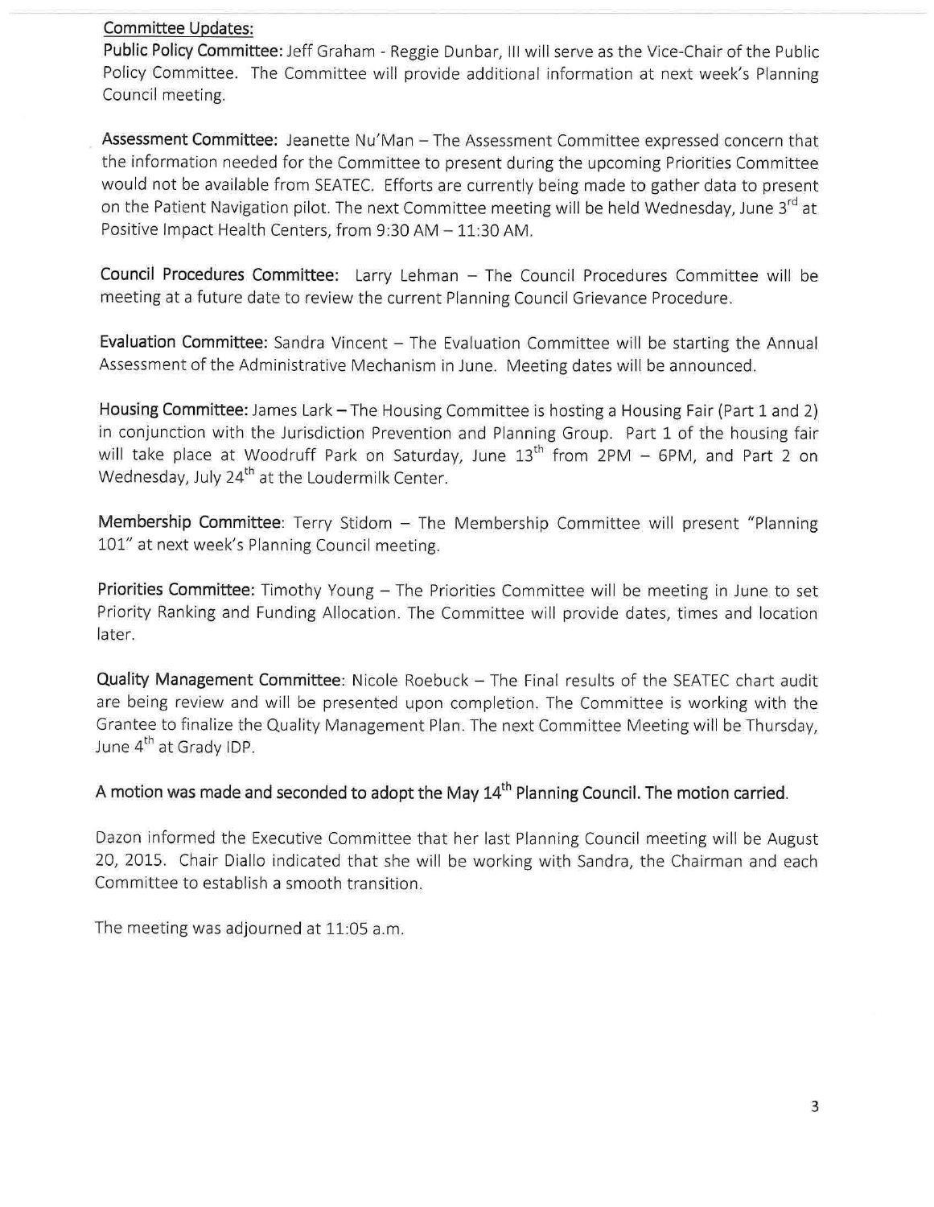Committee Updates:

**Public Policy Committee:** Jeff Graham - Reggie Dunbar, III will serve as the Vice-Chair of the Public Policy Committee. The Committee will provide additional information at next week's Planning Council meeting.

**Assessment Committee:** Jeanette Nu'Man – The Assessment Committee expressed concern that the information needed for the Committee to present during the upcoming Priorities Committee would not be available from SEATEC. Efforts are currently being made to gather data to present on the Patient Navigation pilot. The next Committee meeting will be held Wednesday, June 3rd at Positive Impact Health Centers, from 9:30 AM – 11:30 AM.

**Council Procedures Committee:** Larry Lehman – The Council Procedures Committee will be meeting at a future date to review the current Planning Council Grievance Procedure.

**Evaluation Committee:** Sandra Vincent – The Evaluation Committee will be starting the Annual Assessment of the Administrative Mechanism in June. Meeting dates will be announced.

**Housing Committee:** James Lark – The Housing Committee is hosting a Housing Fair (Part 1 and 2) in conjunction with the Jurisdiction Prevention and Planning Group. Part 1 of the housing fair will take place at Woodruff Park on Saturday, June 13th from 2PM – 6PM, and Part 2 on Wednesday, July 24th at the Loudermilk Center.

**Membership Committee**: Terry Stidom – The Membership Committee will present "Planning 101" at next week's Planning Council meeting.

**Priorities Committee:** Timothy Young – The Priorities Committee will be meeting in June to set Priority Ranking and Funding Allocation. The Committee will provide dates, times and location later.

**Quality Management Committee**: Nicole Roebuck – The Final results of the SEATEC chart audit are being review and will be presented upon completion. The Committee is working with the Grantee to finalize the Quality Management Plan. The next Committee Meeting will be Thursday, June 4th at Grady IDP.

**A motion was made and seconded to adopt the May 14th Planning Council. The motion carried.**

Dazon informed the Executive Committee that her last Planning Council meeting will be August 20, 2015. Chair Diallo indicated that she will be working with Sandra, the Chairman and each Committee to establish a smooth transition.

The meeting was adjourned at 11:05 a.m.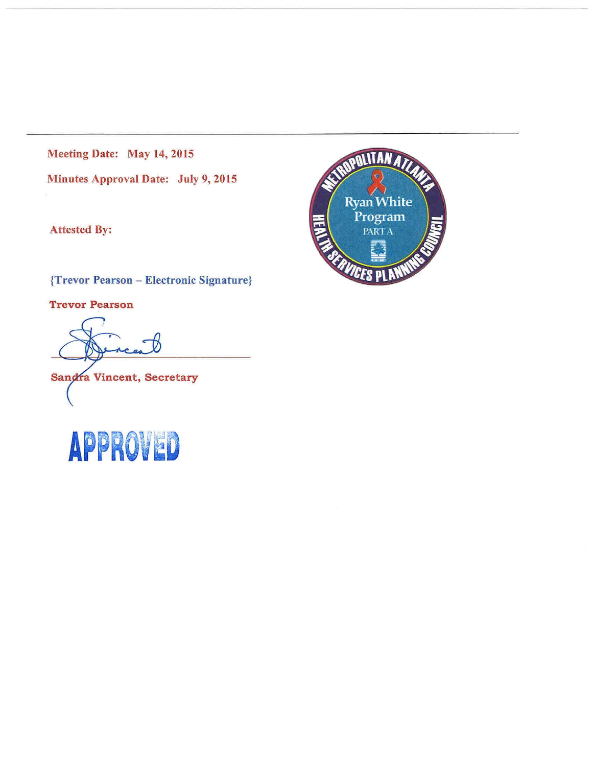**Meeting Date: May 14, 2015**

**Minutes Approval Date: July 9, 2015**

**Attested By:**

{Trevor Pearson – Electronic Signature}

**Trevor Pearson**

**Sandra Vincent, Secretary**

**APPROVED**